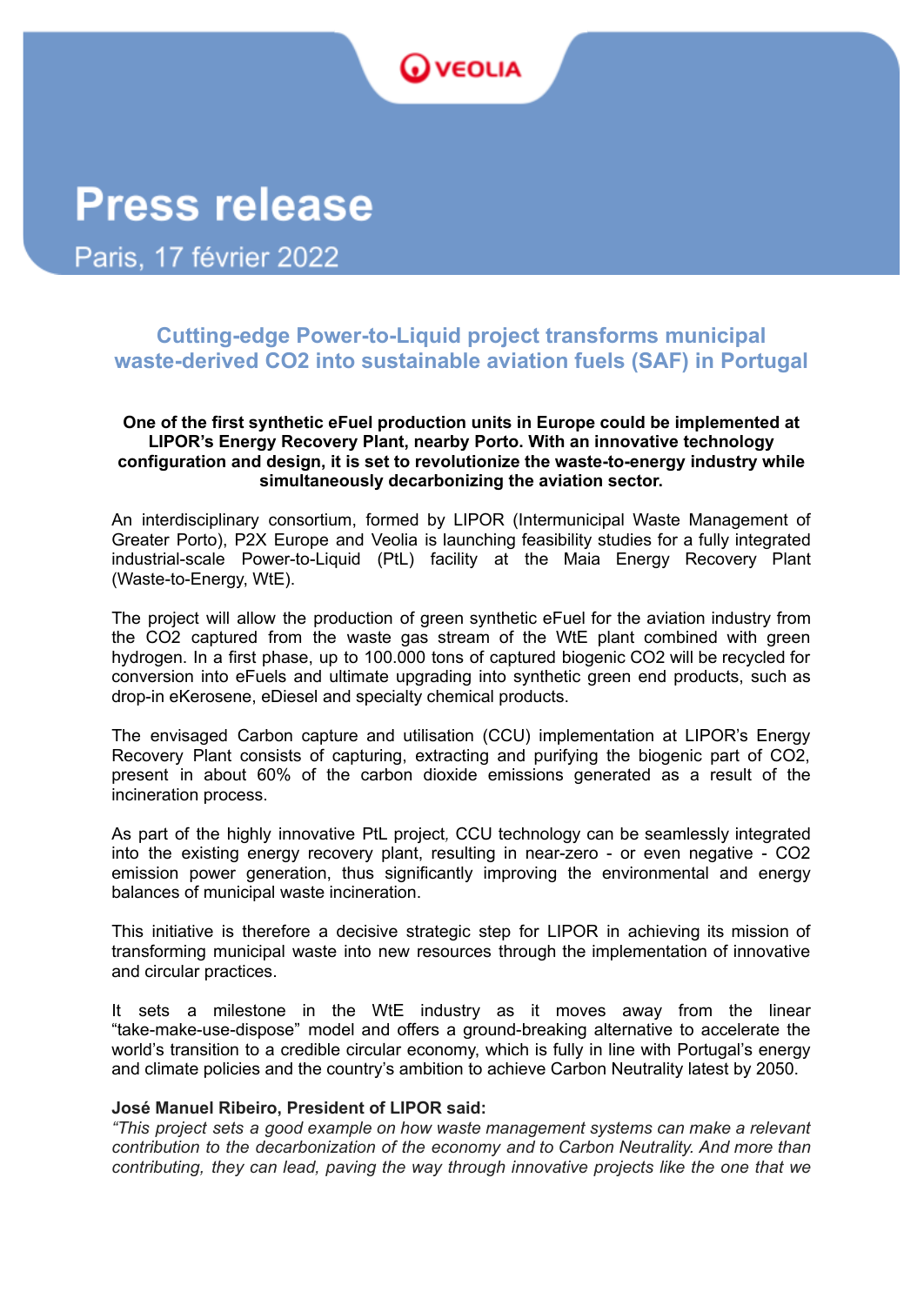VEOLIA

# Press release

Paris, 17 février 2022

## Cutting-edge Power-to-Liquid project transforms municipal waste-derived CO2 into sustainable aviation fuels (SAF) in Portugal

**One of the first synthetic eFuel production units in Europe could be implemented at LIPOR's Energy Recovery Plant, nearby Porto. With an innovative technology configuration and design, it is set to revolutionize the waste-to-energy industry while simultaneously decarbonizing the aviation sector.**

An interdisciplinary consortium, formed by LIPOR (Intermunicipal Waste Management of Greater Porto), P2X Europe and Veolia is launching feasibility studies for a fully integrated industrial-scale Power-to-Liquid (PtL) facility at the Maia Energy Recovery Plant (Waste-to-Energy, WtE).

The project will allow the production of green synthetic eFuel for the aviation industry from the CO2 captured from the waste gas stream of the WtE plant combined with green hydrogen. In a first phase, up to 100.000 tons of captured biogenic CO2 will be recycled for conversion into eFuels and ultimate upgrading into synthetic green end products, such as drop-in eKerosene, eDiesel and specialty chemical products.

The envisaged Carbon capture and utilisation (CCU) implementation at LIPOR's Energy Recovery Plant consists of capturing, extracting and purifying the biogenic part of CO2, present in about 60% of the carbon dioxide emissions generated as a result of the incineration process.

As part of the highly innovative PtL project, CCU technology can be seamlessly integrated into the existing energy recovery plant, resulting in near-zero - or even negative - CO2 emission power generation, thus significantly improving the environmental and energy balances of municipal waste incineration.

This initiative is therefore a decisive strategic step for LIPOR in achieving its mission of transforming municipal waste into new resources through the implementation of innovative and circular practices.

It sets a milestone in the WtE industry as it moves away from the linear "take-make-use-dispose" model and offers a ground-breaking alternative to accelerate the world's transition to a credible circular economy, which is fully in line with Portugal's energy and climate policies and the country's ambition to achieve Carbon Neutrality latest by 2050.

**José Manuel Ribeiro, President of LIPOR said:**

*"This project sets a good example on how waste management systems can make a relevant contribution to the decarbonization of the economy and to Carbon Neutrality. And more than contributing, they can lead, paving the way through innovative projects like the one that we*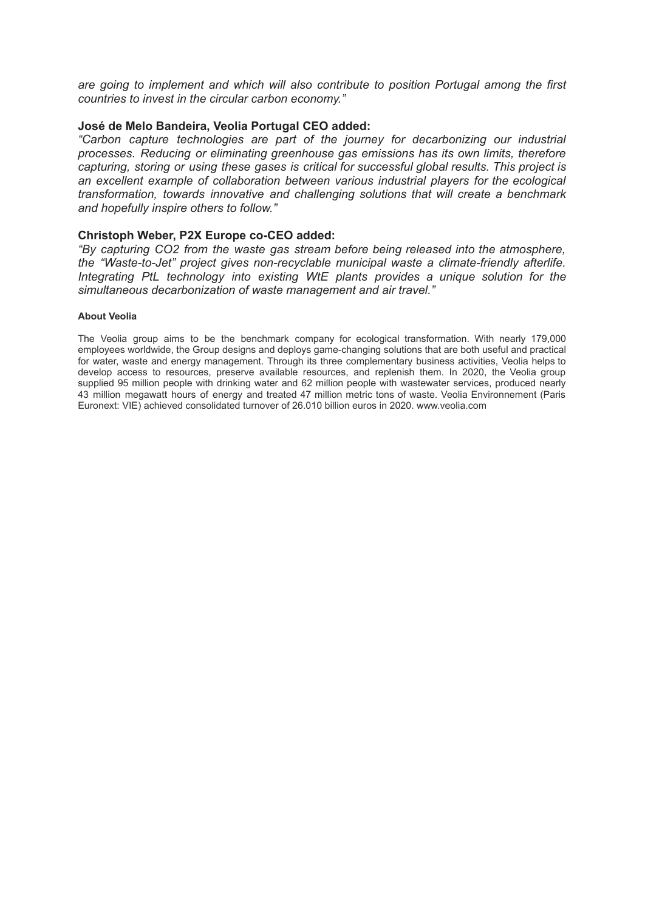*are going to implement and which will also contribute to position Portugal among the first countries to invest in the circular carbon economy."*

**José de Melo Bandeira, Veolia Portugal CEO added:**

*"Carbon capture technologies are part of the journey for decarbonizing our industrial processes. Reducing or eliminating greenhouse gas emissions has its own limits, therefore capturing, storing or using these gases is critical for successful global results. This project is an excellent example of collaboration between various industrial players for the ecological transformation, towards innovative and challenging solutions that will create a benchmark and hopefully inspire others to follow."*

**Christoph Weber, P2X Europe co-CEO added:**

*"By capturing CO2 from the waste gas stream before being released into the atmosphere, the "Waste-to-Jet" project gives non-recyclable municipal waste a climate-friendly afterlife. Integrating PtL technology into existing WtE plants provides a unique solution for the simultaneous decarbonization of waste management and air travel."*

**About Veolia**

The Veolia group aims to be the benchmark company for ecological transformation. With nearly 179,000 employees worldwide, the Group designs and deploys game-changing solutions that are both useful and practical for water, waste and energy management. Through its three complementary business activities, Veolia helps to develop access to resources, preserve available resources, and replenish them. In 2020, the Veolia group supplied 95 million people with drinking water and 62 million people with wastewater services, produced nearly 43 million megawatt hours of energy and treated 47 million metric tons of waste. Veolia Environnement (Paris Euronext: VIE) achieved consolidated turnover of 26.010 billion euros in 2020. www.veolia.com